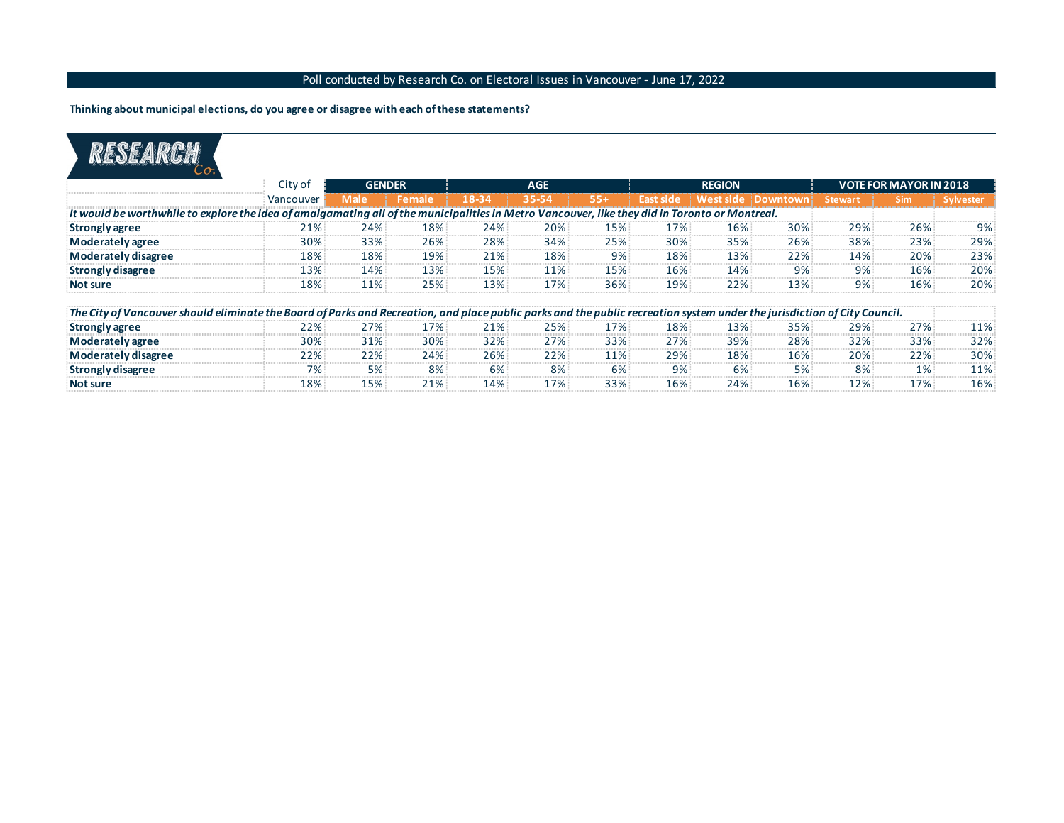Poll conducted by Research Co. on Electoral Issues in Vancouver - June 17, 2022

**Thinking about municipal elections, do you agree or disagree with each of these statements?**

| | City of Vancouver | GENDER | | AGE | | | REGION | | | VOTE FOR MAYOR IN 2018 | | |
|---|---|---|---|---|---|---|---|---|---|---|---|---|
| | | Male | Female | 18-34 | 35-54 | 55+ | East side | West side | Downtown | Stewart | Sim | Sylvester |
| ***It would be worthwhile to explore the idea of amalgamating all of the municipalities in Metro Vancouver, like they did in Toronto or Montreal.*** | | | | | | | | | | | | |
| **Strongly agree** | 21% | 24% | 18% | 24% | 20% | 15% | 17% | 16% | 30% | 29% | 26% | 9% |
| **Moderately agree** | 30% | 33% | 26% | 28% | 34% | 25% | 30% | 35% | 26% | 38% | 23% | 29% |
| **Moderately disagree** | 18% | 18% | 19% | 21% | 18% | 9% | 18% | 13% | 22% | 14% | 20% | 23% |
| **Strongly disagree** | 13% | 14% | 13% | 15% | 11% | 15% | 16% | 14% | 9% | 9% | 16% | 20% |
| **Not sure** | 18% | 11% | 25% | 13% | 17% | 36% | 19% | 22% | 13% | 9% | 16% | 20% |
| ***The City of Vancouver should eliminate the Board of Parks and Recreation, and place public parks and the public recreation system under the jurisdiction of City Council.*** | | | | | | | | | | | | |
| **Strongly agree** | 22% | 27% | 17% | 21% | 25% | 17% | 18% | 13% | 35% | 29% | 27% | 11% |
| **Moderately agree** | 30% | 31% | 30% | 32% | 27% | 33% | 27% | 39% | 28% | 32% | 33% | 32% |
| **Moderately disagree** | 22% | 22% | 24% | 26% | 22% | 11% | 29% | 18% | 16% | 20% | 22% | 30% |
| **Strongly disagree** | 7% | 5% | 8% | 6% | 8% | 6% | 9% | 6% | 5% | 8% | 1% | 11% |
| **Not sure** | 18% | 15% | 21% | 14% | 17% | 33% | 16% | 24% | 16% | 12% | 17% | 16% |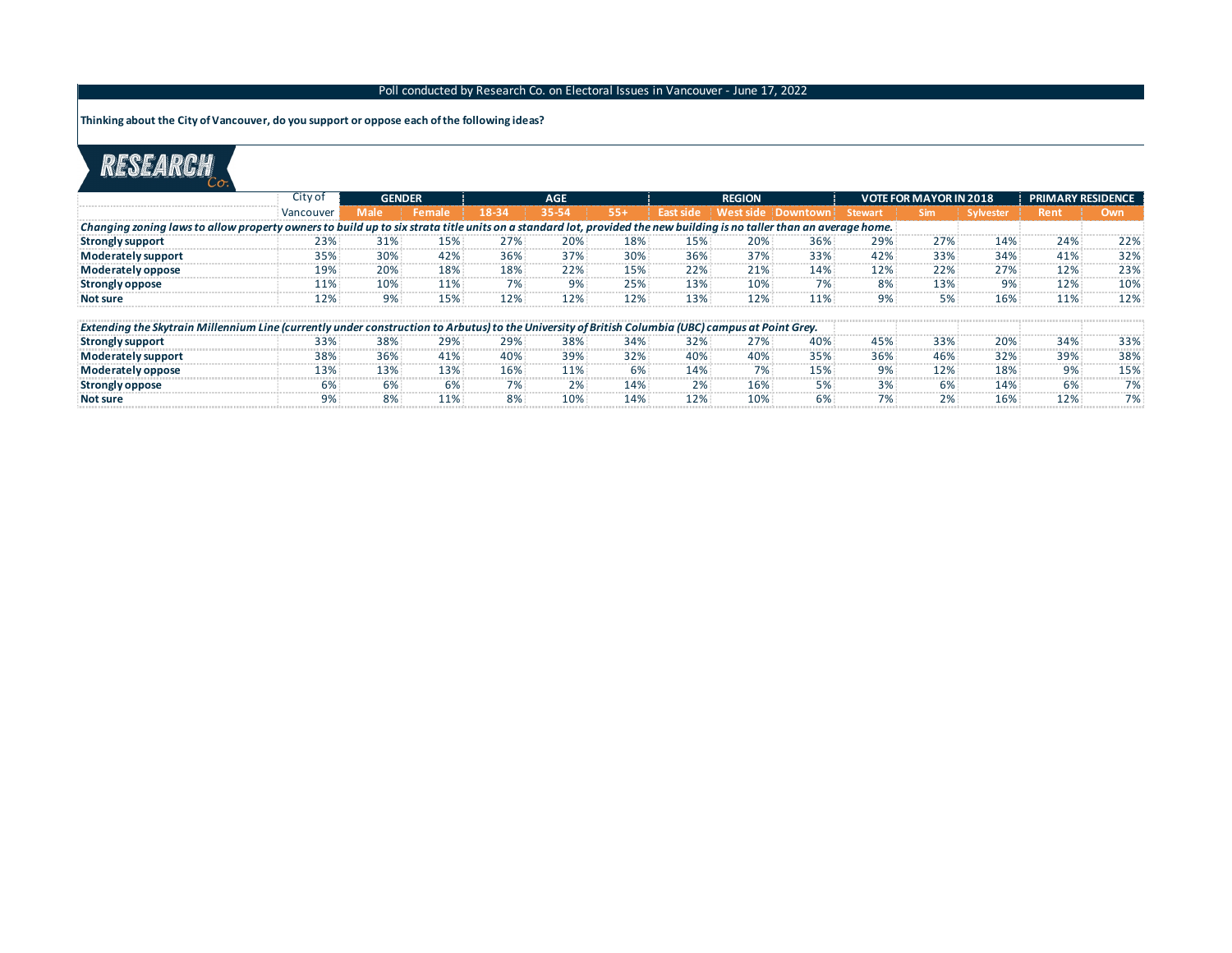Poll conducted by Research Co. on Electoral Issues in Vancouver - June 17, 2022

**Thinking about the City of Vancouver, do you support or oppose each of the following ideas?**

| | City of Vancouver | GENDER | | AGE | | | REGION | | | VOTE FOR MAYOR IN 2018 | | | PRIMARY RESIDENCE | |
|---|---|---|---|---|---|---|---|---|---|---|---|---|---|---|
| | | Male | Female | 18-34 | 35-54 | 55+ | East side | West side | Downtown | Stewart | Sim | Sylvester | Rent | Own |
| *Changing zoning laws to allow property owners to build up to six strata title units on a standard lot, provided the new building is no taller than an average home.* | | | | | | | | | | | | | | |
| **Strongly support** | 23% | 31% | 15% | 27% | 20% | 18% | 15% | 20% | 36% | 29% | 27% | 14% | 24% | 22% |
| **Moderately support** | 35% | 30% | 42% | 36% | 37% | 30% | 36% | 37% | 33% | 42% | 33% | 34% | 41% | 32% |
| **Moderately oppose** | 19% | 20% | 18% | 18% | 22% | 15% | 22% | 21% | 14% | 12% | 22% | 27% | 12% | 23% |
| **Strongly oppose** | 11% | 10% | 11% | 7% | 9% | 25% | 13% | 10% | 7% | 8% | 13% | 9% | 12% | 10% |
| **Not sure** | 12% | 9% | 15% | 12% | 12% | 12% | 13% | 12% | 11% | 9% | 5% | 16% | 11% | 12% |
| *Extending the Skytrain Millennium Line (currently under construction to Arbutus) to the University of British Columbia (UBC) campus at Point Grey.* | | | | | | | | | | | | | | |
| **Strongly support** | 33% | 38% | 29% | 29% | 38% | 34% | 32% | 27% | 40% | 45% | 33% | 20% | 34% | 33% |
| **Moderately support** | 38% | 36% | 41% | 40% | 39% | 32% | 40% | 40% | 35% | 36% | 46% | 32% | 39% | 38% |
| **Moderately oppose** | 13% | 13% | 13% | 16% | 11% | 6% | 14% | 7% | 15% | 9% | 12% | 18% | 9% | 15% |
| **Strongly oppose** | 6% | 6% | 6% | 7% | 2% | 14% | 2% | 16% | 5% | 3% | 6% | 14% | 6% | 7% |
| **Not sure** | 9% | 8% | 11% | 8% | 10% | 14% | 12% | 10% | 6% | 7% | 2% | 16% | 12% | 7% |